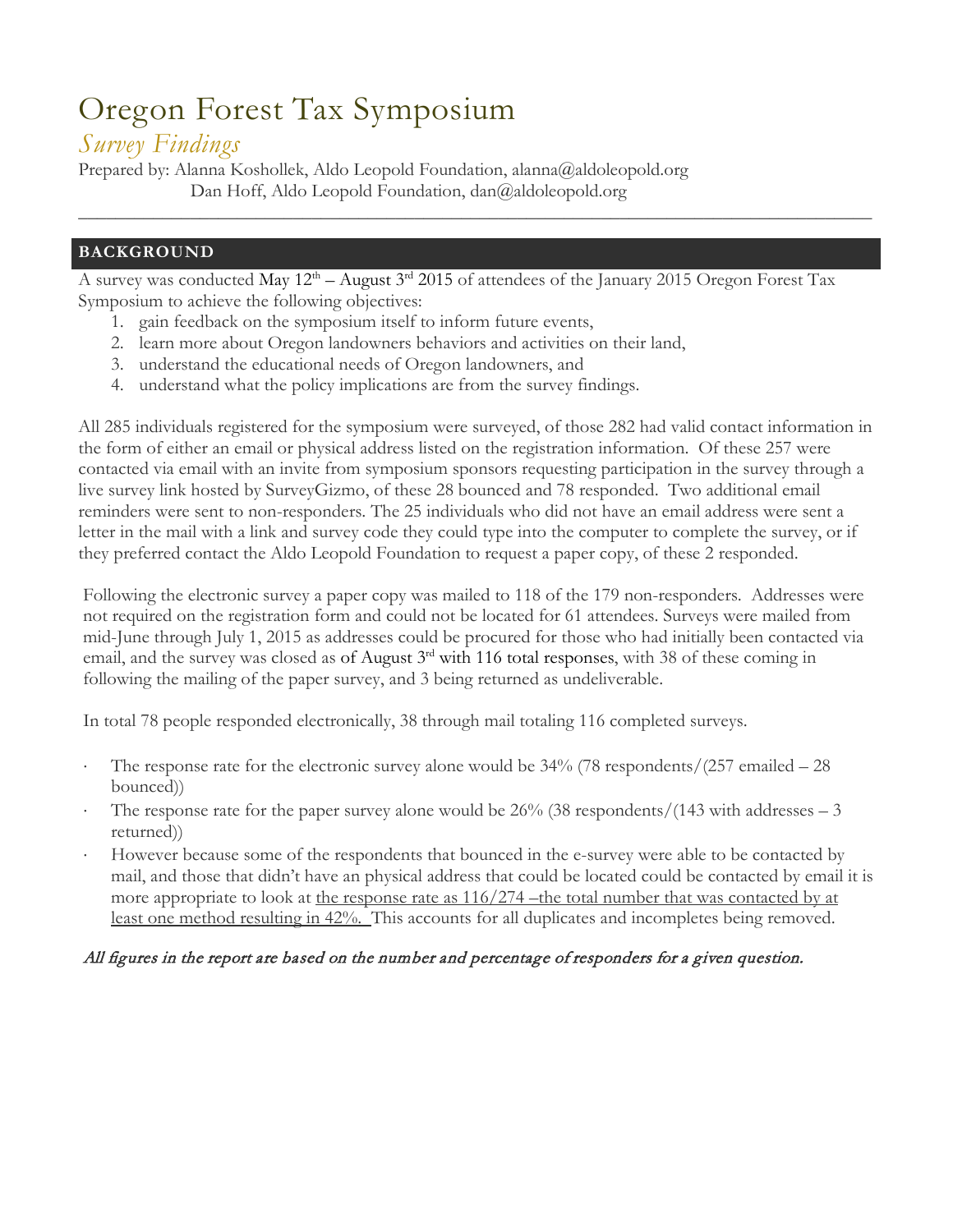# Oregon Forest Tax Symposium

## *Survey Findings*

Prepared by: Alanna Koshollek, Aldo Leopold Foundation, alanna@aldoleopold.org
Dan Hoff, Aldo Leopold Foundation, dan@aldoleopold.org

---

## BACKGROUND

A survey was conducted May 12th – August 3rd 2015 of attendees of the January 2015 Oregon Forest Tax Symposium to achieve the following objectives:

1. gain feedback on the symposium itself to inform future events,
2. learn more about Oregon landowners behaviors and activities on their land,
3. understand the educational needs of Oregon landowners, and
4. understand what the policy implications are from the survey findings.

All 285 individuals registered for the symposium were surveyed, of those 282 had valid contact information in the form of either an email or physical address listed on the registration information. Of these 257 were contacted via email with an invite from symposium sponsors requesting participation in the survey through a live survey link hosted by SurveyGizmo, of these 28 bounced and 78 responded. Two additional email reminders were sent to non-responders. The 25 individuals who did not have an email address were sent a letter in the mail with a link and survey code they could type into the computer to complete the survey, or if they preferred contact the Aldo Leopold Foundation to request a paper copy, of these 2 responded.

Following the electronic survey a paper copy was mailed to 118 of the 179 non-responders. Addresses were not required on the registration form and could not be located for 61 attendees. Surveys were mailed from mid-June through July 1, 2015 as addresses could be procured for those who had initially been contacted via email, and the survey was closed as of August 3rd with 116 total responses, with 38 of these coming in following the mailing of the paper survey, and 3 being returned as undeliverable.

In total 78 people responded electronically, 38 through mail totaling 116 completed surveys.

- The response rate for the electronic survey alone would be 34% (78 respondents/(257 emailed – 28 bounced))
- The response rate for the paper survey alone would be 26% (38 respondents/(143 with addresses – 3 returned))
- However because some of the respondents that bounced in the e-survey were able to be contacted by mail, and those that didn't have an physical address that could be located could be contacted by email it is more appropriate to look at <u>the response rate as 116/274 –the total number that was contacted by at least one method resulting in 42%.</u> This accounts for all duplicates and incompletes being removed.

*All figures in the report are based on the number and percentage of responders for a given question.*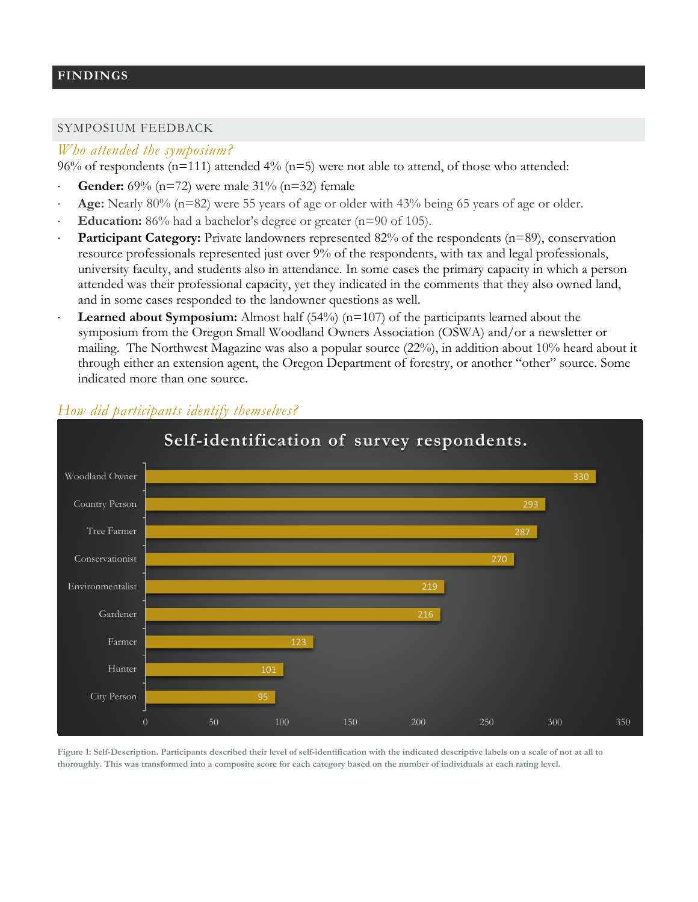# FINDINGS

## SYMPOSIUM FEEDBACK

### *Who attended the symposium?*

96% of respondents (n=111) attended 4% (n=5) were not able to attend, of those who attended:

- **Gender:** 69% (n=72) were male 31% (n=32) female
- **Age:** Nearly 80% (n=82) were 55 years of age or older with 43% being 65 years of age or older.
- **Education:** 86% had a bachelor's degree or greater (n=90 of 105).
- **Participant Category:** Private landowners represented 82% of the respondents (n=89), conservation resource professionals represented just over 9% of the respondents, with tax and legal professionals, university faculty, and students also in attendance. In some cases the primary capacity in which a person attended was their professional capacity, yet they indicated in the comments that they also owned land, and in some cases responded to the landowner questions as well.
- **Learned about Symposium:** Almost half (54%) (n=107) of the participants learned about the symposium from the Oregon Small Woodland Owners Association (OSWA) and/or a newsletter or mailing. The Northwest Magazine was also a popular source (22%), in addition about 10% heard about it through either an extension agent, the Oregon Department of forestry, or another "other" source. Some indicated more than one source.

### *How did participants identify themselves?*

**Self-identification of survey respondents.**

| Category | Score |
|---|---|
| Woodland Owner | 330 |
| Country Person | 293 |
| Tree Farmer | 287 |
| Conservationist | 270 |
| Environmentalist | 219 |
| Gardener | 216 |
| Farmer | 123 |
| Hunter | 101 |
| City Person | 95 |

Figure 1: Self-Description. Participants described their level of self-identification with the indicated descriptive labels on a scale of not at all to thoroughly. This was transformed into a composite score for each category based on the number of individuals at each rating level.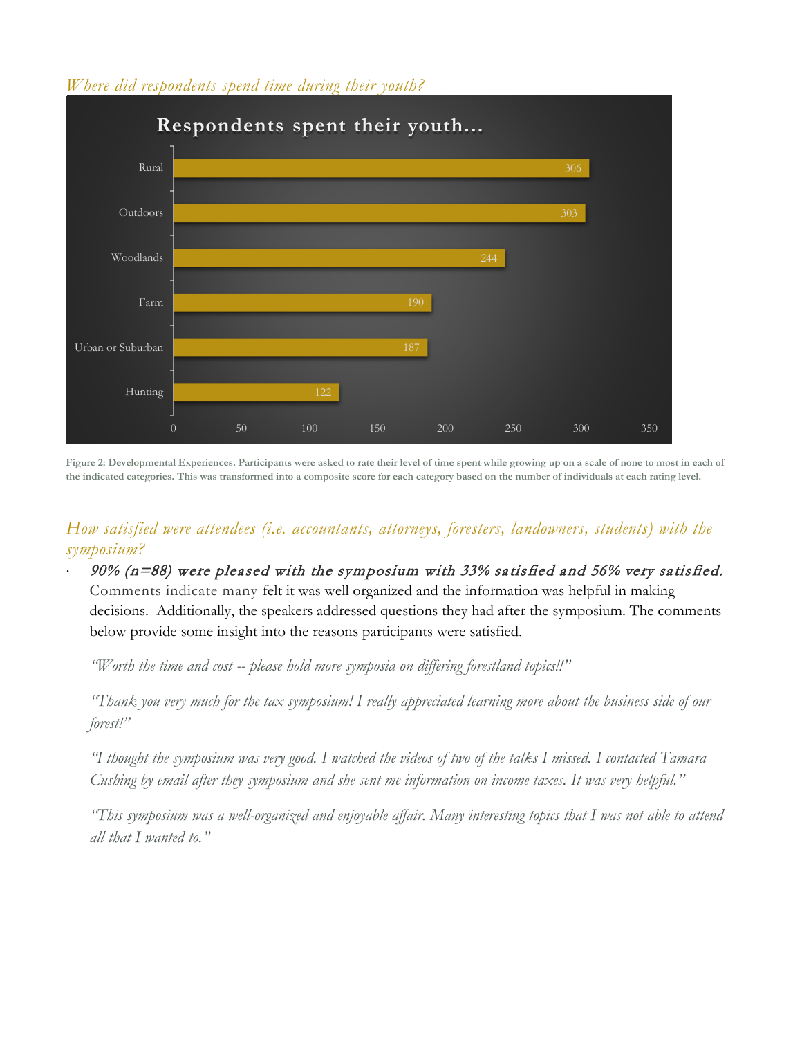### *Where did respondents spend time during their youth?*

**Respondents spent their youth...**

| Category | Score |
|---|---|
| Rural | 306 |
| Outdoors | 303 |
| Woodlands | 244 |
| Farm | 190 |
| Urban or Suburban | 187 |
| Hunting | 122 |

**Figure 2: Developmental Experiences. Participants were asked to rate their level of time spent while growing up on a scale of none to most in each of the indicated categories. This was transformed into a composite score for each category based on the number of individuals at each rating level.**

### *How satisfied were attendees (i.e. accountants, attorneys, foresters, landowners, students) with the symposium?*

- ***90% (n=88) were pleased with the symposium with 33% satisfied and 56% very satisfied.*** Comments indicate many felt it was well organized and the information was helpful in making decisions. Additionally, the speakers addressed questions they had after the symposium. The comments below provide some insight into the reasons participants were satisfied.

*"Worth the time and cost -- please hold more symposia on differing forestland topics!!"*

*"Thank you very much for the tax symposium! I really appreciated learning more about the business side of our forest!"*

*"I thought the symposium was very good. I watched the videos of two of the talks I missed. I contacted Tamara Cushing by email after they symposium and she sent me information on income taxes. It was very helpful."*

*"This symposium was a well-organized and enjoyable affair. Many interesting topics that I was not able to attend all that I wanted to."*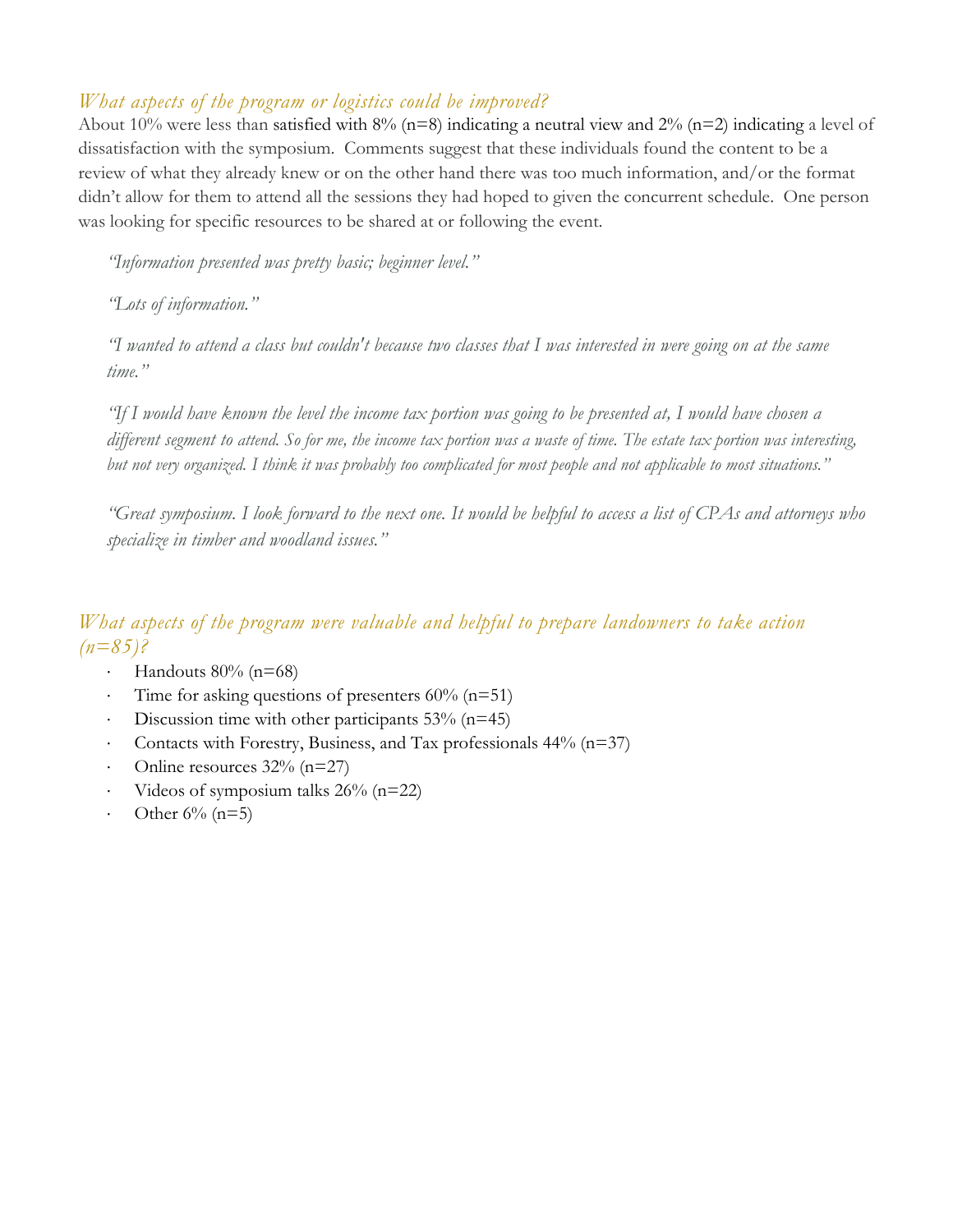### *What aspects of the program or logistics could be improved?*

About 10% were less than satisfied with 8% (n=8) indicating a neutral view and 2% (n=2) indicating a level of dissatisfaction with the symposium. Comments suggest that these individuals found the content to be a review of what they already knew or on the other hand there was too much information, and/or the format didn't allow for them to attend all the sessions they had hoped to given the concurrent schedule. One person was looking for specific resources to be shared at or following the event.

> *"Information presented was pretty basic; beginner level."*
>
> *"Lots of information."*
>
> *"I wanted to attend a class but couldn't because two classes that I was interested in were going on at the same time."*
>
> *"If I would have known the level the income tax portion was going to be presented at, I would have chosen a different segment to attend. So for me, the income tax portion was a waste of time. The estate tax portion was interesting, but not very organized. I think it was probably too complicated for most people and not applicable to most situations."*
>
> *"Great symposium. I look forward to the next one. It would be helpful to access a list of CPAs and attorneys who specialize in timber and woodland issues."*

### *What aspects of the program were valuable and helpful to prepare landowners to take action (n=85)?*

- Handouts 80% (n=68)
- Time for asking questions of presenters 60% (n=51)
- Discussion time with other participants 53% (n=45)
- Contacts with Forestry, Business, and Tax professionals 44% (n=37)
- Online resources 32% (n=27)
- Videos of symposium talks 26% (n=22)
- Other 6% (n=5)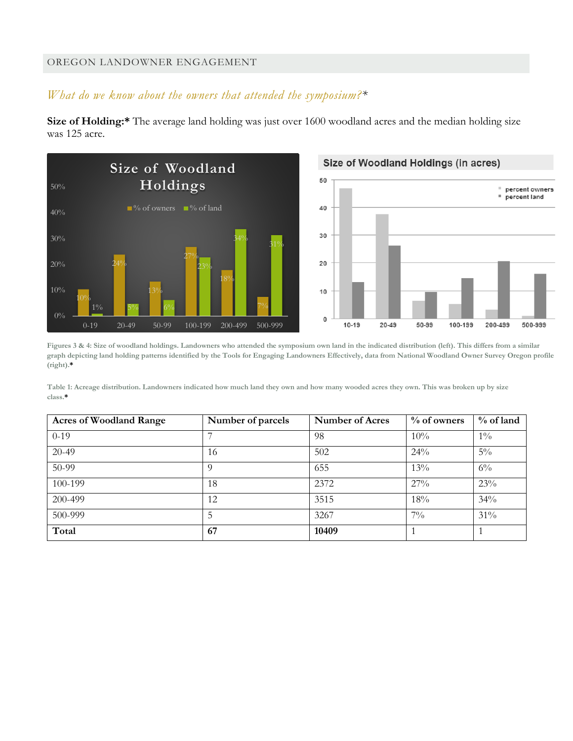*What do we know about the owners that attended the symposium?**

**Size of Holding:*** The average land holding was just over 1600 woodland acres and the median holding size was 125 acre.

Figures 3 & 4: Size of woodland holdings. Landowners who attended the symposium own land in the indicated distribution (left). This differs from a similar graph depicting land holding patterns identified by the Tools for Engaging Landowners Effectively, data from National Woodland Owner Survey Oregon profile (right).*

Table 1: Acreage distribution. Landowners indicated how much land they own and how many wooded acres they own. This was broken up by size class.*

| Acres of Woodland Range | Number of parcels | Number of Acres | % of owners | % of land |
|---|---|---|---|---|
| 0-19 | 7 | 98 | 10% | 1% |
| 20-49 | 16 | 502 | 24% | 5% |
| 50-99 | 9 | 655 | 13% | 6% |
| 100-199 | 18 | 2372 | 27% | 23% |
| 200-499 | 12 | 3515 | 18% | 34% |
| 500-999 | 5 | 3267 | 7% | 31% |
| **Total** | **67** | **10409** | 1 | 1 |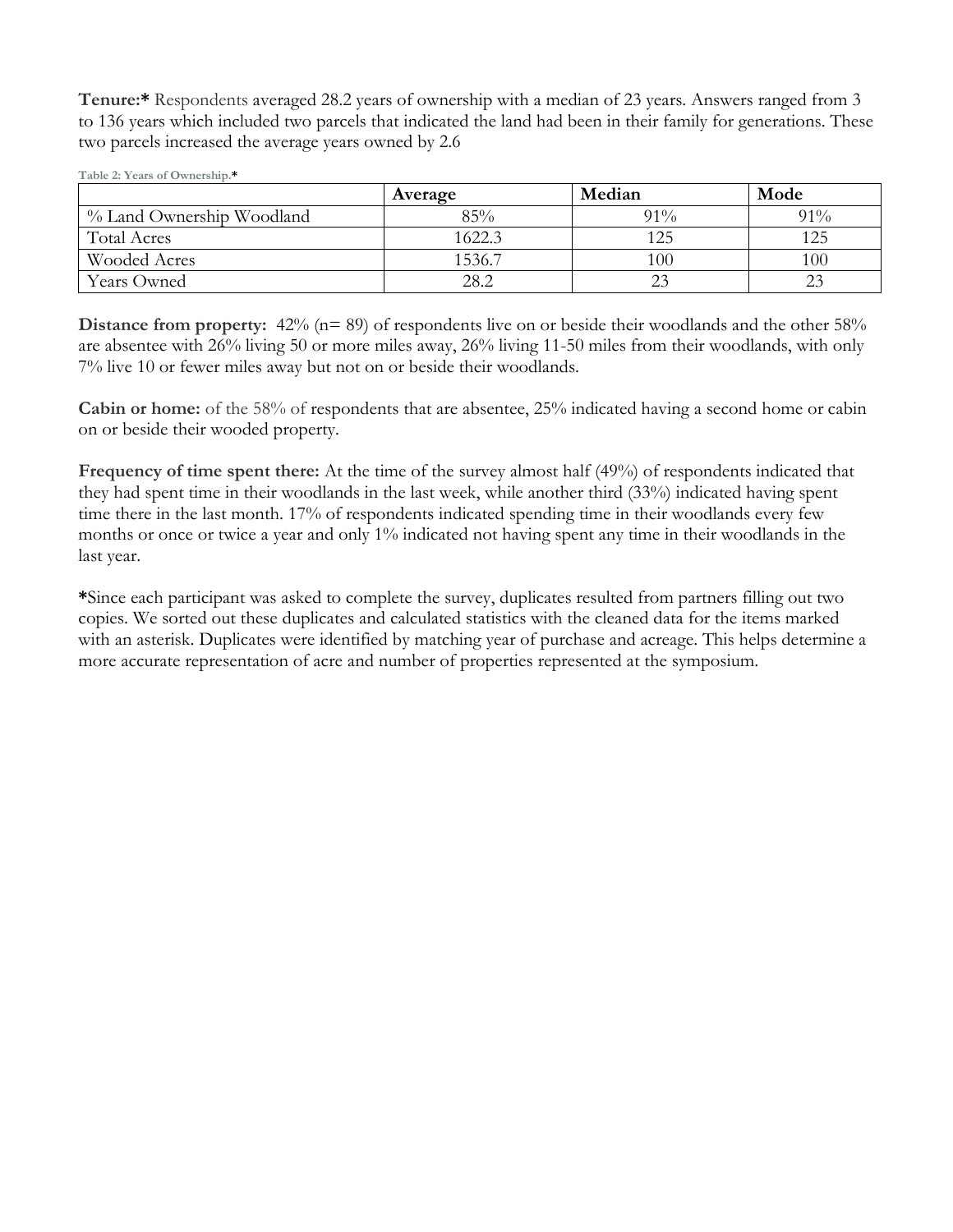**Tenure:*** Respondents averaged 28.2 years of ownership with a median of 23 years. Answers ranged from 3 to 136 years which included two parcels that indicated the land had been in their family for generations. These two parcels increased the average years owned by 2.6

Table 2: Years of Ownership.*

| | Average | Median | Mode |
|---|---|---|---|
| % Land Ownership Woodland | 85% | 91% | 91% |
| Total Acres | 1622.3 | 125 | 125 |
| Wooded Acres | 1536.7 | 100 | 100 |
| Years Owned | 28.2 | 23 | 23 |

**Distance from property:** 42% (n= 89) of respondents live on or beside their woodlands and the other 58% are absentee with 26% living 50 or more miles away, 26% living 11-50 miles from their woodlands, with only 7% live 10 or fewer miles away but not on or beside their woodlands.

**Cabin or home:** of the 58% of respondents that are absentee, 25% indicated having a second home or cabin on or beside their wooded property.

**Frequency of time spent there:** At the time of the survey almost half (49%) of respondents indicated that they had spent time in their woodlands in the last week, while another third (33%) indicated having spent time there in the last month. 17% of respondents indicated spending time in their woodlands every few months or once or twice a year and only 1% indicated not having spent any time in their woodlands in the last year.

***** Since each participant was asked to complete the survey, duplicates resulted from partners filling out two copies. We sorted out these duplicates and calculated statistics with the cleaned data for the items marked with an asterisk. Duplicates were identified by matching year of purchase and acreage. This helps determine a more accurate representation of acre and number of properties represented at the symposium.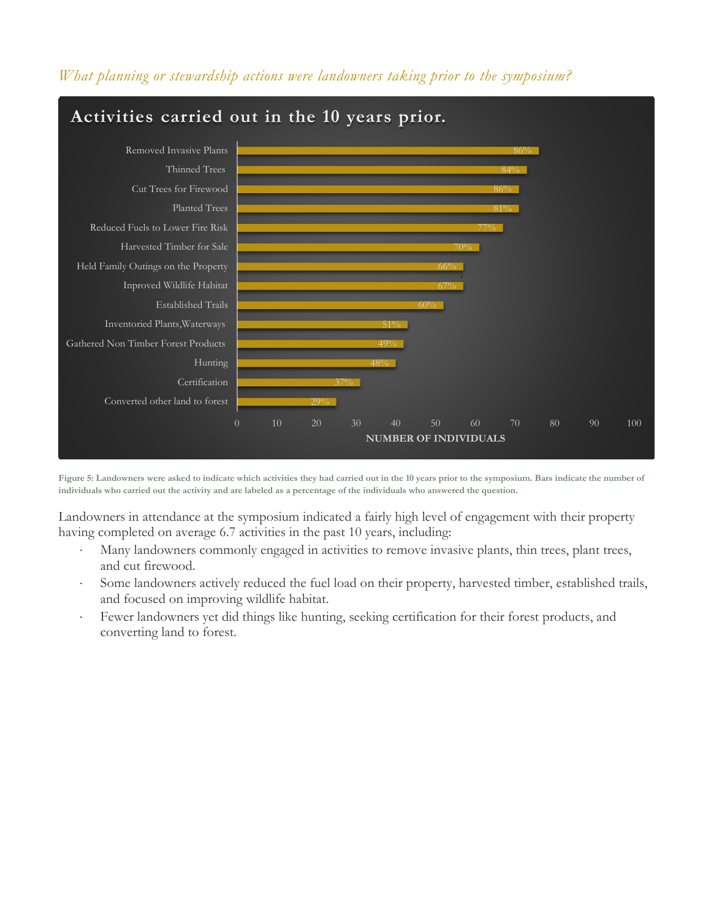*What planning or stewardship actions were landowners taking prior to the symposium?*

**Activities carried out in the 10 years prior.**

| Activity | Percentage |
| --- | --- |
| Removed Invasive Plants | 86% |
| Thinned Trees | 84% |
| Cut Trees for Firewood | 86% |
| Planted Trees | 81% |
| Reduced Fuels to Lower Fire Risk | 77% |
| Harvested Timber for Sale | 70% |
| Held Family Outings on the Property | 66% |
| Improved Wildlife Habitat | 67% |
| Established Trails | 60% |
| Inventoried Plants,Waterways | 51% |
| Gathered Non Timber Forest Products | 49% |
| Hunting | 48% |
| Certification | 37% |
| Converted other land to forest | 29% |

NUMBER OF INDIVIDUALS

**Figure 5: Landowners were asked to indicate which activities they had carried out in the 10 years prior to the symposium. Bars indicate the number of individuals who carried out the activity and are labeled as a percentage of the individuals who answered the question.**

Landowners in attendance at the symposium indicated a fairly high level of engagement with their property having completed on average 6.7 activities in the past 10 years, including:

- Many landowners commonly engaged in activities to remove invasive plants, thin trees, plant trees, and cut firewood.
- Some landowners actively reduced the fuel load on their property, harvested timber, established trails, and focused on improving wildlife habitat.
- Fewer landowners yet did things like hunting, seeking certification for their forest products, and converting land to forest.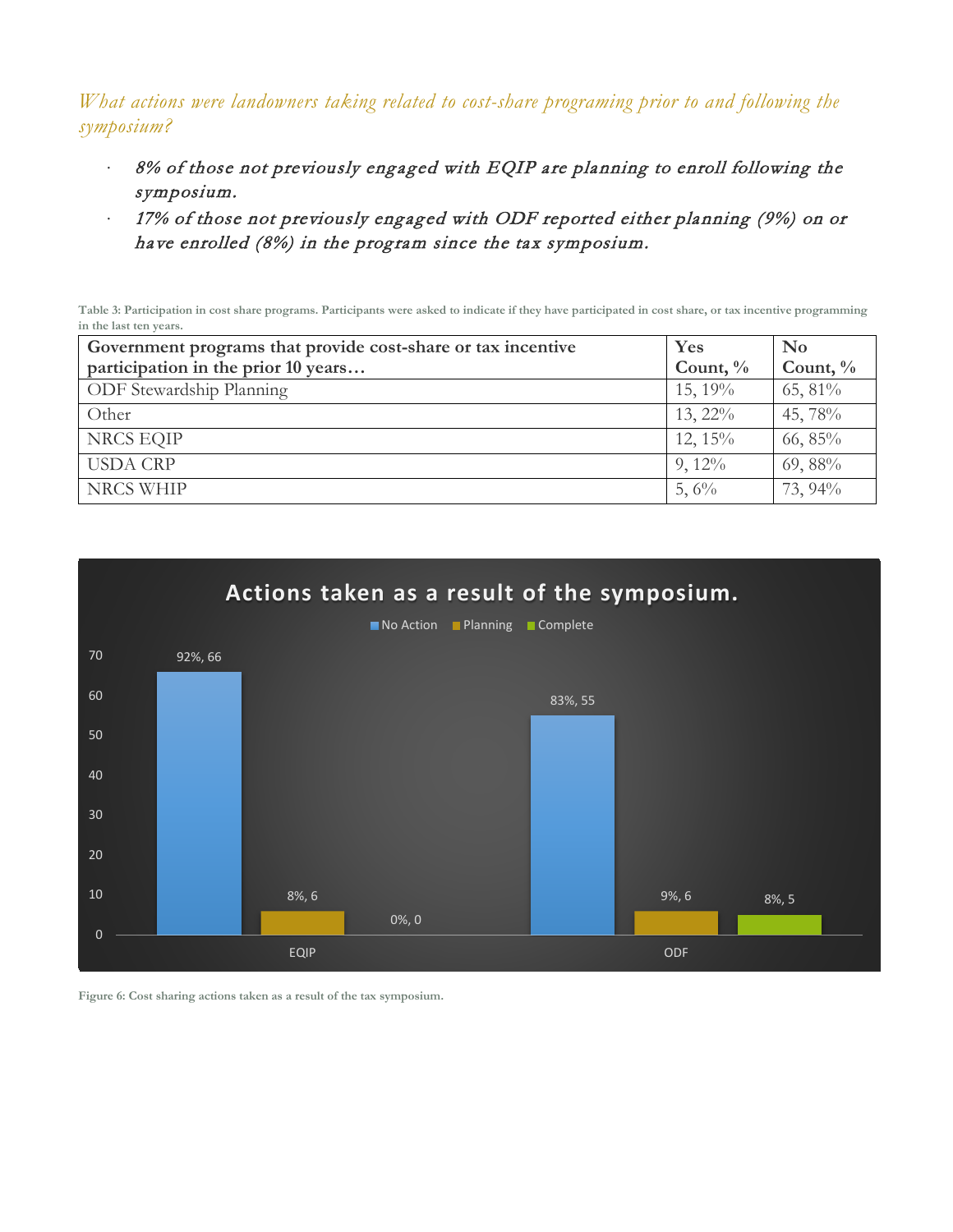*What actions were landowners taking related to cost-share programing prior to and following the symposium?*

- *8% of those not previously engaged with EQIP are planning to enroll following the symposium.*
- *17% of those not previously engaged with ODF reported either planning (9%) on or have enrolled (8%) in the program since the tax symposium.*

**Table 3: Participation in cost share programs. Participants were asked to indicate if they have participated in cost share, or tax incentive programming in the last ten years.**

| Government programs that provide cost-share or tax incentive participation in the prior 10 years… | Yes Count, % | No Count, % |
|---|---|---|
| ODF Stewardship Planning | 15, 19% | 65, 81% |
| Other | 13, 22% | 45, 78% |
| NRCS EQIP | 12, 15% | 66, 85% |
| USDA CRP | 9, 12% | 69, 88% |
| NRCS WHIP | 5, 6% | 73, 94% |

**Actions taken as a result of the symposium.**

| | No Action | Planning | Complete |
|---|---|---|---|
| EQIP | 92%, 66 | 8%, 6 | 0%, 0 |
| ODF | 83%, 55 | 9%, 6 | 8%, 5 |

**Figure 6: Cost sharing actions taken as a result of the tax symposium.**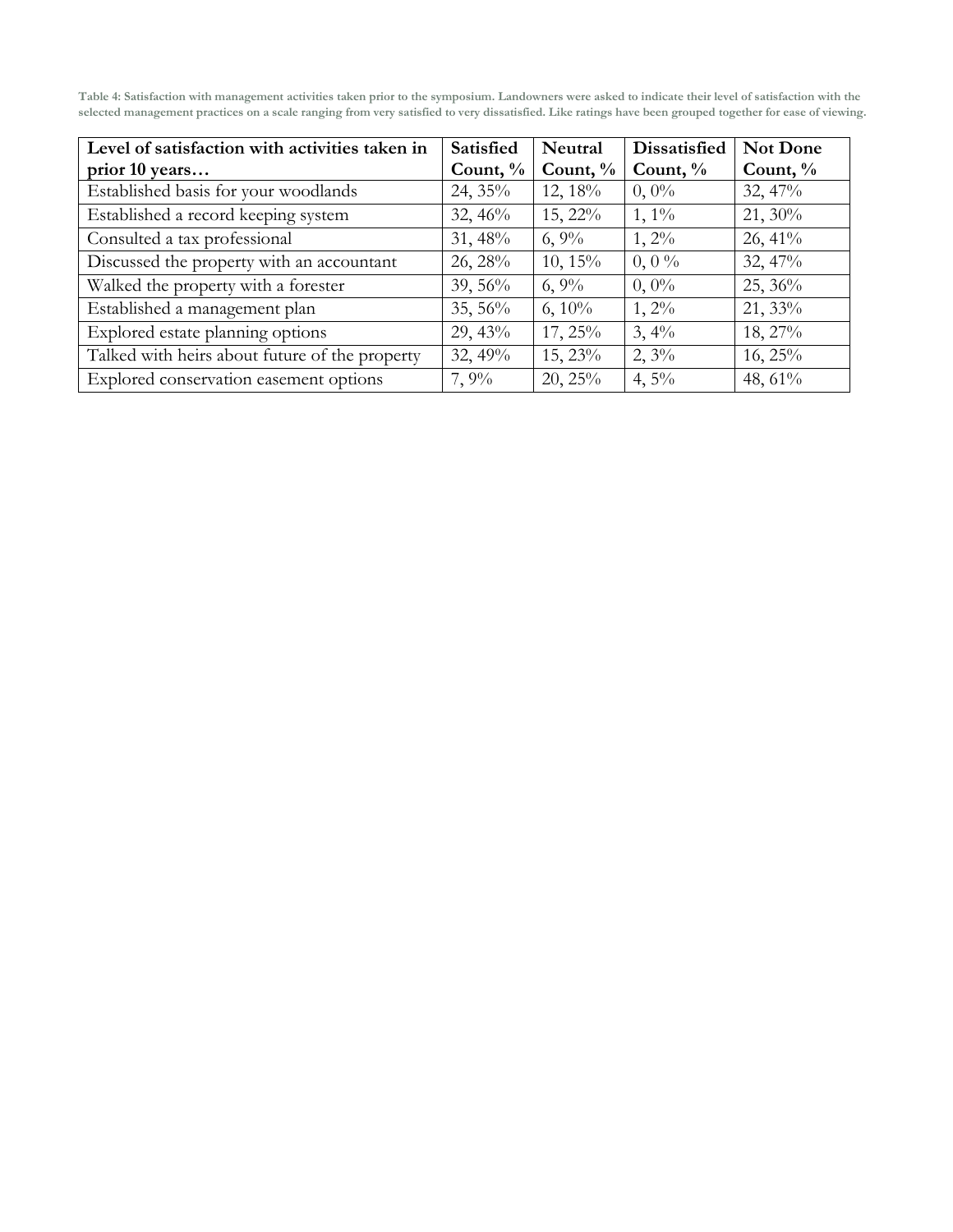**Table 4: Satisfaction with management activities taken prior to the symposium. Landowners were asked to indicate their level of satisfaction with the selected management practices on a scale ranging from very satisfied to very dissatisfied. Like ratings have been grouped together for ease of viewing.**

| Level of satisfaction with activities taken in prior 10 years… | Satisfied Count, % | Neutral Count, % | Dissatisfied Count, % | Not Done Count, % |
|---|---|---|---|---|
| Established basis for your woodlands | 24, 35% | 12, 18% | 0, 0% | 32, 47% |
| Established a record keeping system | 32, 46% | 15, 22% | 1, 1% | 21, 30% |
| Consulted a tax professional | 31, 48% | 6, 9% | 1, 2% | 26, 41% |
| Discussed the property with an accountant | 26, 28% | 10, 15% | 0, 0 % | 32, 47% |
| Walked the property with a forester | 39, 56% | 6, 9% | 0, 0% | 25, 36% |
| Established a management plan | 35, 56% | 6, 10% | 1, 2% | 21, 33% |
| Explored estate planning options | 29, 43% | 17, 25% | 3, 4% | 18, 27% |
| Talked with heirs about future of the property | 32, 49% | 15, 23% | 2, 3% | 16, 25% |
| Explored conservation easement options | 7, 9% | 20, 25% | 4, 5% | 48, 61% |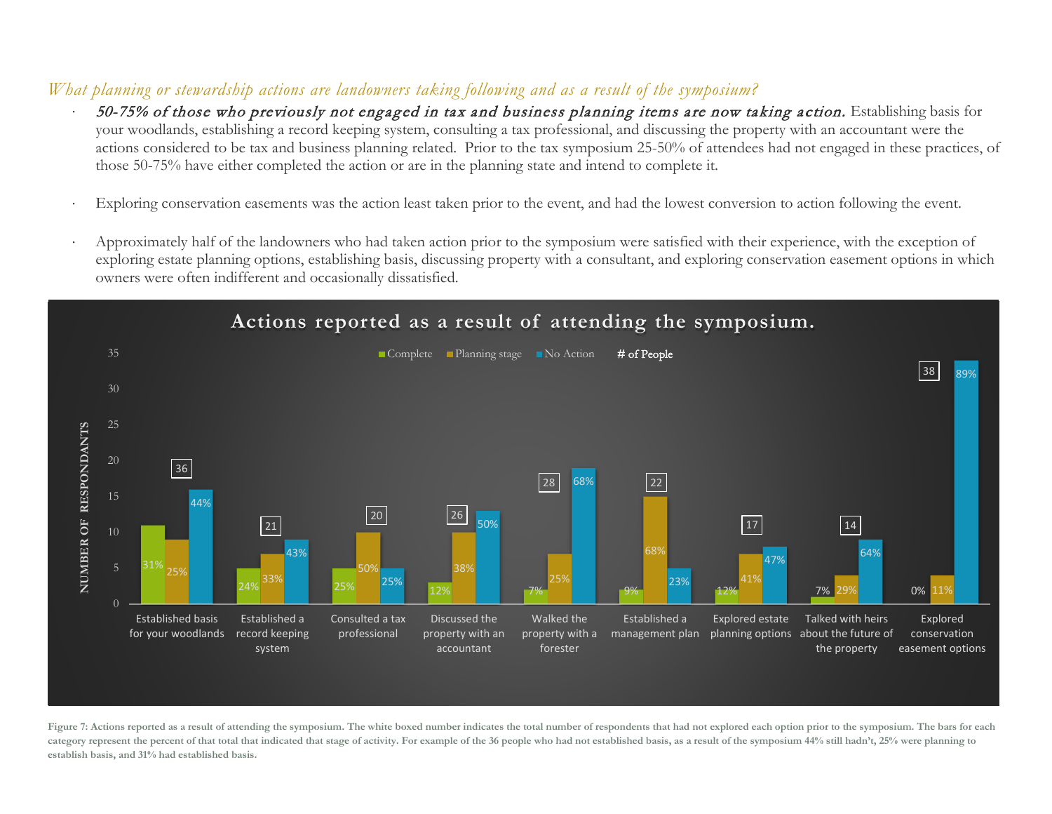*What planning or stewardship actions are landowners taking following and as a result of the symposium?*

- ***50-75% of those who previously not engaged in tax and business planning items are now taking action.*** Establishing basis for your woodlands, establishing a record keeping system, consulting a tax professional, and discussing the property with an accountant were the actions considered to be tax and business planning related. Prior to the tax symposium 25-50% of attendees had not engaged in these practices, of those 50-75% have either completed the action or are in the planning state and intend to complete it.

- Exploring conservation easements was the action least taken prior to the event, and had the lowest conversion to action following the event.

- Approximately half of the landowners who had taken action prior to the symposium were satisfied with their experience, with the exception of exploring estate planning options, establishing basis, discussing property with a consultant, and exploring conservation easement options in which owners were often indifferent and occasionally dissatisfied.

**Actions reported as a result of attending the symposium.**

| Action | # of People | Complete | Planning stage | No Action |
|---|---|---|---|---|
| Established basis for your woodlands | 36 | 31% | 25% | 44% |
| Established a record keeping system | 21 | 24% | 33% | 43% |
| Consulted a tax professional | 20 | 25% | 50% | 25% |
| Discussed the property with an accountant | 26 | 12% | 38% | 50% |
| Walked the property with a forester | 28 | 7% | 25% | 68% |
| Established a management plan | 22 | 9% | 68% | 23% |
| Explored estate planning options | 17 | 12% | 41% | 47% |
| Talked with heirs about the future of the property | 14 | 7% | 29% | 64% |
| Explored conservation easement options | 38 | 0% | 11% | 89% |

**Figure 7: Actions reported as a result of attending the symposium. The white boxed number indicates the total number of respondents that had not explored each option prior to the symposium. The bars for each category represent the percent of that total that indicated that stage of activity. For example of the 36 people who had not established basis, as a result of the symposium 44% still hadn't, 25% were planning to establish basis, and 31% had established basis.**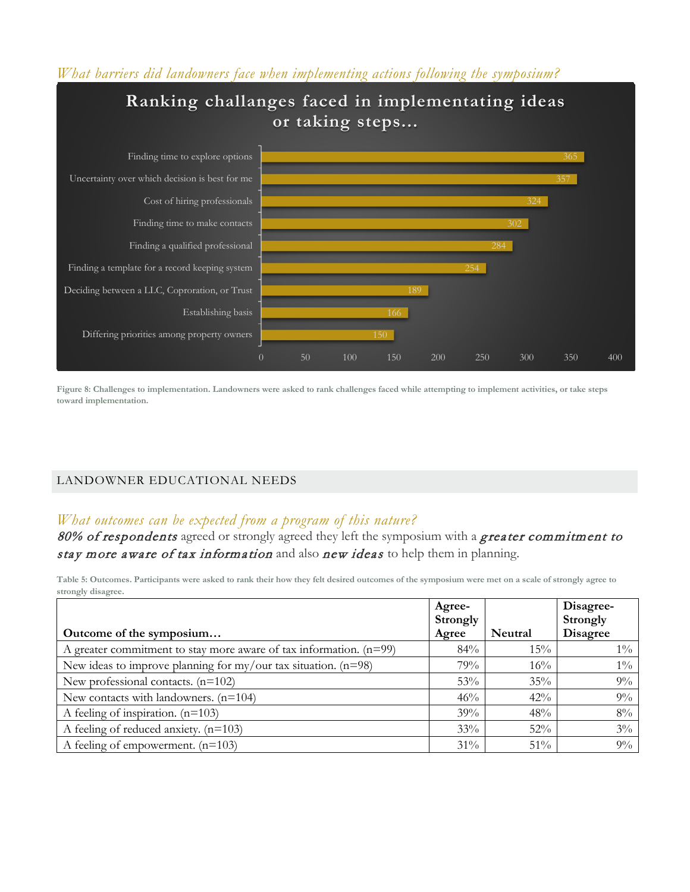*What barriers did landowners face when implementing actions following the symposium?*

**Ranking challanges faced in implementating ideas or taking steps...**

| Challenge | Score |
|---|---|
| Finding time to explore options | 365 |
| Uncertainty over which decision is best for me | 357 |
| Cost of hiring professionals | 324 |
| Finding time to make contacts | 302 |
| Finding a qualified professional | 284 |
| Finding a template for a record keeping system | 254 |
| Deciding between a LLC, Coproration, or Trust | 189 |
| Establishing basis | 166 |
| Differing priorities among property owners | 150 |

**Figure 8: Challenges to implementation. Landowners were asked to rank challenges faced while attempting to implement activities, or take steps toward implementation.**

## LANDOWNER EDUCATIONAL NEEDS

*What outcomes can be expected from a program of this nature?*

***80% of respondents*** agreed or strongly agreed they left the symposium with a ***greater commitment to stay more aware of tax information*** and also ***new ideas*** to help them in planning.

**Table 5: Outcomes. Participants were asked to rank their how they felt desired outcomes of the symposium were met on a scale of strongly agree to strongly disagree.**

| Outcome of the symposium… | Agree-Strongly Agree | Neutral | Disagree-Strongly Disagree |
|---|---|---|---|
| A greater commitment to stay more aware of tax information. (n=99) | 84% | 15% | 1% |
| New ideas to improve planning for my/our tax situation. (n=98) | 79% | 16% | 1% |
| New professional contacts. (n=102) | 53% | 35% | 9% |
| New contacts with landowners. (n=104) | 46% | 42% | 9% |
| A feeling of inspiration. (n=103) | 39% | 48% | 8% |
| A feeling of reduced anxiety. (n=103) | 33% | 52% | 3% |
| A feeling of empowerment. (n=103) | 31% | 51% | 9% |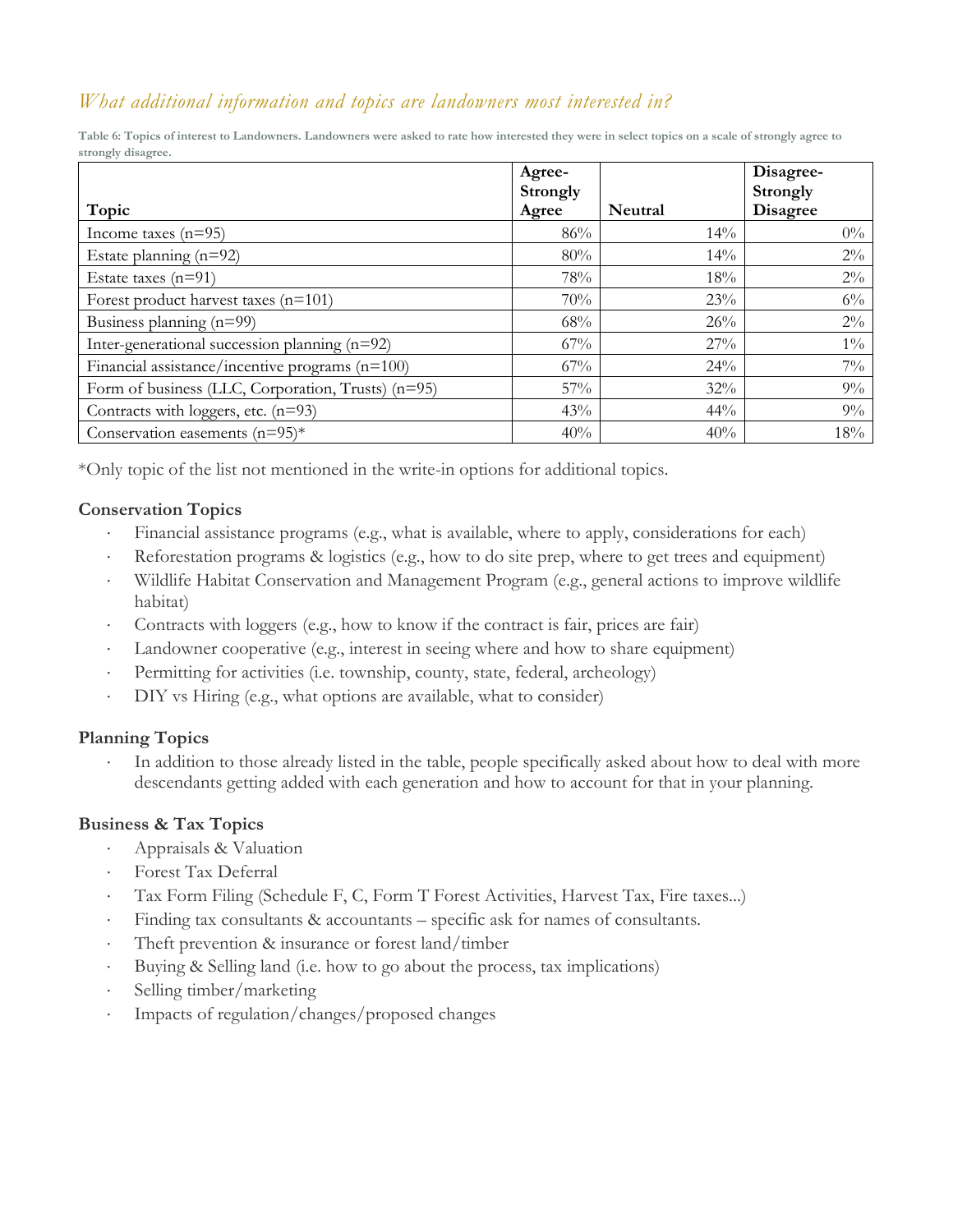## *What additional information and topics are landowners most interested in?*

**Table 6: Topics of interest to Landowners. Landowners were asked to rate how interested they were in select topics on a scale of strongly agree to strongly disagree.**

| Topic | Agree-Strongly Agree | Neutral | Disagree-Strongly Disagree |
|---|---|---|---|
| Income taxes (n=95) | 86% | 14% | 0% |
| Estate planning (n=92) | 80% | 14% | 2% |
| Estate taxes (n=91) | 78% | 18% | 2% |
| Forest product harvest taxes (n=101) | 70% | 23% | 6% |
| Business planning (n=99) | 68% | 26% | 2% |
| Inter-generational succession planning (n=92) | 67% | 27% | 1% |
| Financial assistance/incentive programs (n=100) | 67% | 24% | 7% |
| Form of business (LLC, Corporation, Trusts) (n=95) | 57% | 32% | 9% |
| Contracts with loggers, etc. (n=93) | 43% | 44% | 9% |
| Conservation easements (n=95)* | 40% | 40% | 18% |

*Only topic of the list not mentioned in the write-in options for additional topics.

**Conservation Topics**

- Financial assistance programs (e.g., what is available, where to apply, considerations for each)
- Reforestation programs & logistics (e.g., how to do site prep, where to get trees and equipment)
- Wildlife Habitat Conservation and Management Program (e.g., general actions to improve wildlife habitat)
- Contracts with loggers (e.g., how to know if the contract is fair, prices are fair)
- Landowner cooperative (e.g., interest in seeing where and how to share equipment)
- Permitting for activities (i.e. township, county, state, federal, archeology)
- DIY vs Hiring (e.g., what options are available, what to consider)

**Planning Topics**

- In addition to those already listed in the table, people specifically asked about how to deal with more descendants getting added with each generation and how to account for that in your planning.

**Business & Tax Topics**

- Appraisals & Valuation
- Forest Tax Deferral
- Tax Form Filing (Schedule F, C, Form T Forest Activities, Harvest Tax, Fire taxes...)
- Finding tax consultants & accountants – specific ask for names of consultants.
- Theft prevention & insurance or forest land/timber
- Buying & Selling land (i.e. how to go about the process, tax implications)
- Selling timber/marketing
- Impacts of regulation/changes/proposed changes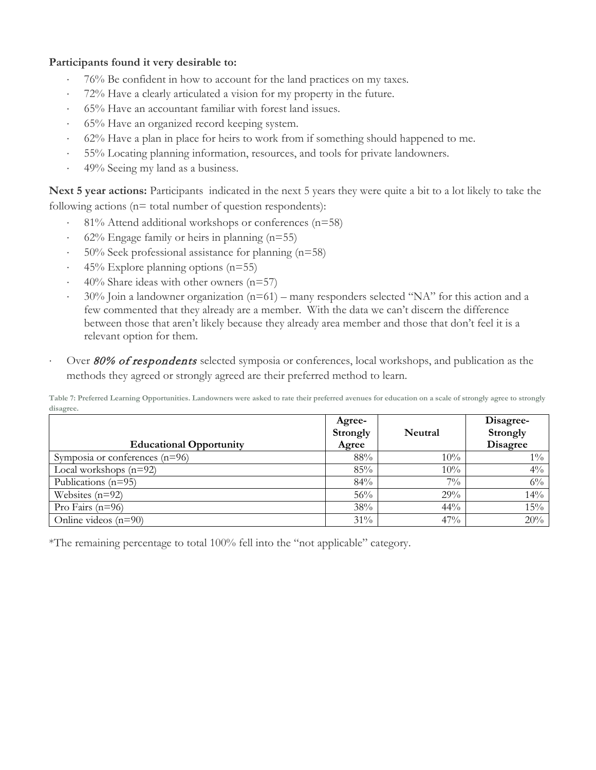**Participants found it very desirable to:**

- 76% Be confident in how to account for the land practices on my taxes.
- 72% Have a clearly articulated a vision for my property in the future.
- 65% Have an accountant familiar with forest land issues.
- 65% Have an organized record keeping system.
- 62% Have a plan in place for heirs to work from if something should happened to me.
- 55% Locating planning information, resources, and tools for private landowners.
- 49% Seeing my land as a business.

**Next 5 year actions:** Participants indicated in the next 5 years they were quite a bit to a lot likely to take the following actions (n= total number of question respondents):

- 81% Attend additional workshops or conferences (n=58)
- 62% Engage family or heirs in planning (n=55)
- 50% Seek professional assistance for planning (n=58)
- 45% Explore planning options (n=55)
- 40% Share ideas with other owners (n=57)
- 30% Join a landowner organization (n=61) – many responders selected "NA" for this action and a few commented that they already are a member. With the data we can't discern the difference between those that aren't likely because they already area member and those that don't feel it is a relevant option for them.

- Over *80% of respondents* selected symposia or conferences, local workshops, and publication as the methods they agreed or strongly agreed are their preferred method to learn.

**Table 7: Preferred Learning Opportunities. Landowners were asked to rate their preferred avenues for education on a scale of strongly agree to strongly disagree.**

| Educational Opportunity | Agree-Strongly Agree | Neutral | Disagree-Strongly Disagree |
|---|---|---|---|
| Symposia or conferences (n=96) | 88% | 10% | 1% |
| Local workshops (n=92) | 85% | 10% | 4% |
| Publications (n=95) | 84% | 7% | 6% |
| Websites (n=92) | 56% | 29% | 14% |
| Pro Fairs (n=96) | 38% | 44% | 15% |
| Online videos (n=90) | 31% | 47% | 20% |

*The remaining percentage to total 100% fell into the "not applicable" category.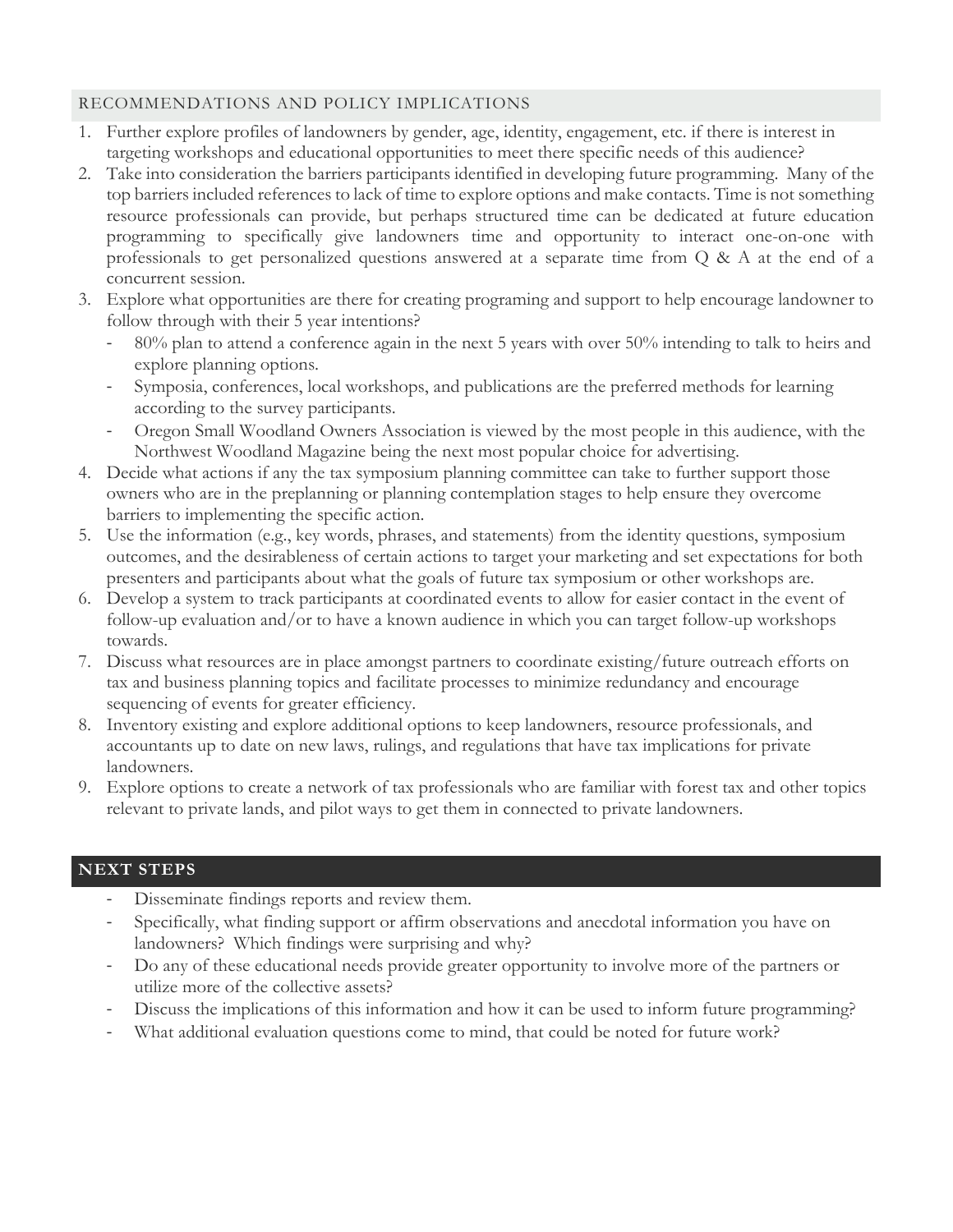## RECOMMENDATIONS AND POLICY IMPLICATIONS

1. Further explore profiles of landowners by gender, age, identity, engagement, etc. if there is interest in targeting workshops and educational opportunities to meet there specific needs of this audience?
2. Take into consideration the barriers participants identified in developing future programming. Many of the top barriers included references to lack of time to explore options and make contacts. Time is not something resource professionals can provide, but perhaps structured time can be dedicated at future education programming to specifically give landowners time and opportunity to interact one-on-one with professionals to get personalized questions answered at a separate time from Q & A at the end of a concurrent session.
3. Explore what opportunities are there for creating programing and support to help encourage landowner to follow through with their 5 year intentions?
   - 80% plan to attend a conference again in the next 5 years with over 50% intending to talk to heirs and explore planning options.
   - Symposia, conferences, local workshops, and publications are the preferred methods for learning according to the survey participants.
   - Oregon Small Woodland Owners Association is viewed by the most people in this audience, with the Northwest Woodland Magazine being the next most popular choice for advertising.
4. Decide what actions if any the tax symposium planning committee can take to further support those owners who are in the preplanning or planning contemplation stages to help ensure they overcome barriers to implementing the specific action.
5. Use the information (e.g., key words, phrases, and statements) from the identity questions, symposium outcomes, and the desirableness of certain actions to target your marketing and set expectations for both presenters and participants about what the goals of future tax symposium or other workshops are.
6. Develop a system to track participants at coordinated events to allow for easier contact in the event of follow-up evaluation and/or to have a known audience in which you can target follow-up workshops towards.
7. Discuss what resources are in place amongst partners to coordinate existing/future outreach efforts on tax and business planning topics and facilitate processes to minimize redundancy and encourage sequencing of events for greater efficiency.
8. Inventory existing and explore additional options to keep landowners, resource professionals, and accountants up to date on new laws, rulings, and regulations that have tax implications for private landowners.
9. Explore options to create a network of tax professionals who are familiar with forest tax and other topics relevant to private lands, and pilot ways to get them in connected to private landowners.

## NEXT STEPS

- Disseminate findings reports and review them.
- Specifically, what finding support or affirm observations and anecdotal information you have on landowners? Which findings were surprising and why?
- Do any of these educational needs provide greater opportunity to involve more of the partners or utilize more of the collective assets?
- Discuss the implications of this information and how it can be used to inform future programming?
- What additional evaluation questions come to mind, that could be noted for future work?